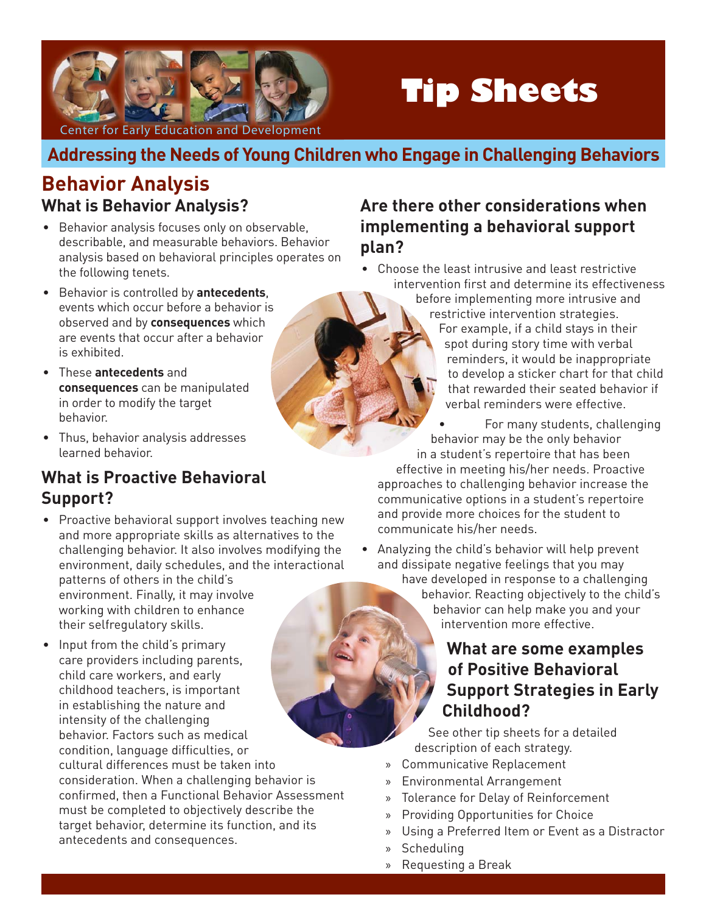Center for Early Education and Development

# Tip Sheets

## Addressing the Needs of Young Children who Engage in Challenging Behaviors

## Behavior Analysis

### What is Behavior Analysis?

- Behavior analysis focuses only on observable, describable, and measurable behaviors. Behavior analysis based on behavioral principles operates on the following tenets.
- Behavior is controlled by **antecedents**, events which occur before a behavior is observed and by **consequences** which are events that occur after a behavior is exhibited.
- These **antecedents** and **consequences** can be manipulated in order to modify the target behavior.
- Thus, behavior analysis addresses learned behavior.

### What is Proactive Behavioral Support?

- Proactive behavioral support involves teaching new and more appropriate skills as alternatives to the challenging behavior. It also involves modifying the environment, daily schedules, and the interactional patterns of others in the child's environment. Finally, it may involve working with children to enhance their selfregulatory skills.
- Input from the child's primary care providers including parents, child care workers, and early childhood teachers, is important in establishing the nature and intensity of the challenging behavior. Factors such as medical condition, language difficulties, or cultural differences must be taken into consideration. When a challenging behavior is confirmed, then a Functional Behavior Assessment must be completed to objectively describe the target behavior, determine its function, and its antecedents and consequences.

### Are there other considerations when implementing a behavioral support plan?

- Choose the least intrusive and least restrictive intervention first and determine its effectiveness before implementing more intrusive and restrictive intervention strategies. For example, if a child stays in their spot during story time with verbal reminders, it would be inappropriate to develop a sticker chart for that child that rewarded their seated behavior if verbal reminders were effective.
- For many students, challenging behavior may be the only behavior in a student's repertoire that has been effective in meeting his/her needs. Proactive approaches to challenging behavior increase the communicative options in a student's repertoire and provide more choices for the student to communicate his/her needs.
- Analyzing the child's behavior will help prevent and dissipate negative feelings that you may have developed in response to a challenging behavior. Reacting objectively to the child's behavior can help make you and your intervention more effective.

### What are some examples of Positive Behavioral Support Strategies in Early Childhood?

See other tip sheets for a detailed description of each strategy.

- Communicative Replacement
- Environmental Arrangement
- Tolerance for Delay of Reinforcement
- Providing Opportunities for Choice
- Using a Preferred Item or Event as a Distractor
- Scheduling
- Requesting a Break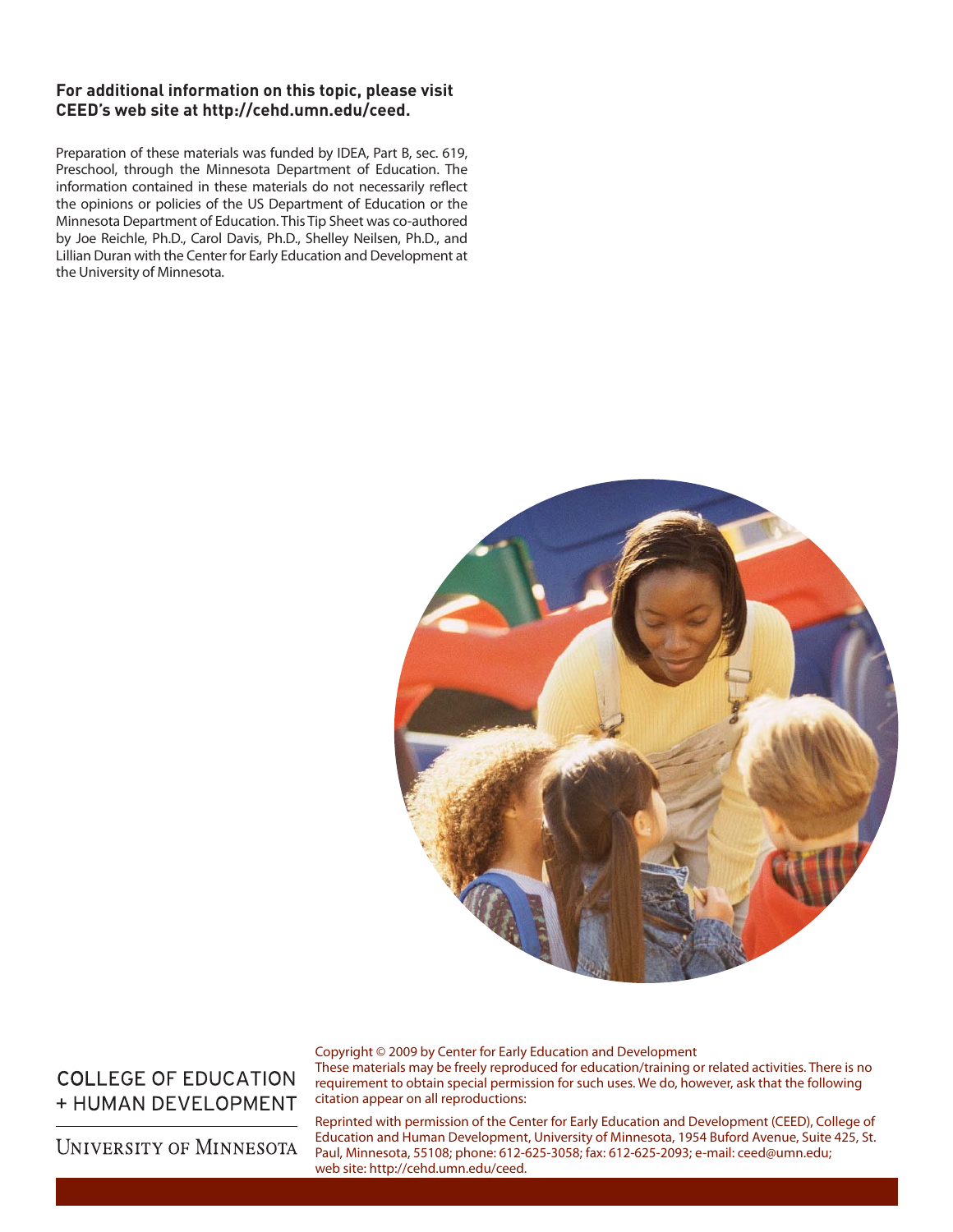**For additional information on this topic, please visit CEED's web site at http://cehd.umn.edu/ceed.**

Preparation of these materials was funded by IDEA, Part B, sec. 619, Preschool, through the Minnesota Department of Education. The information contained in these materials do not necessarily reflect the opinions or policies of the US Department of Education or the Minnesota Department of Education. This Tip Sheet was co-authored by Joe Reichle, Ph.D., Carol Davis, Ph.D., Shelley Neilsen, Ph.D., and Lillian Duran with the Center for Early Education and Development at the University of Minnesota.

COLLEGE OF EDUCATION + HUMAN DEVELOPMENT

UNIVERSITY OF MINNESOTA

Copyright © 2009 by Center for Early Education and Development
These materials may be freely reproduced for education/training or related activities. There is no requirement to obtain special permission for such uses. We do, however, ask that the following citation appear on all reproductions:

Reprinted with permission of the Center for Early Education and Development (CEED), College of Education and Human Development, University of Minnesota, 1954 Buford Avenue, Suite 425, St. Paul, Minnesota, 55108; phone: 612-625-3058; fax: 612-625-2093; e-mail: ceed@umn.edu; web site: http://cehd.umn.edu/ceed.